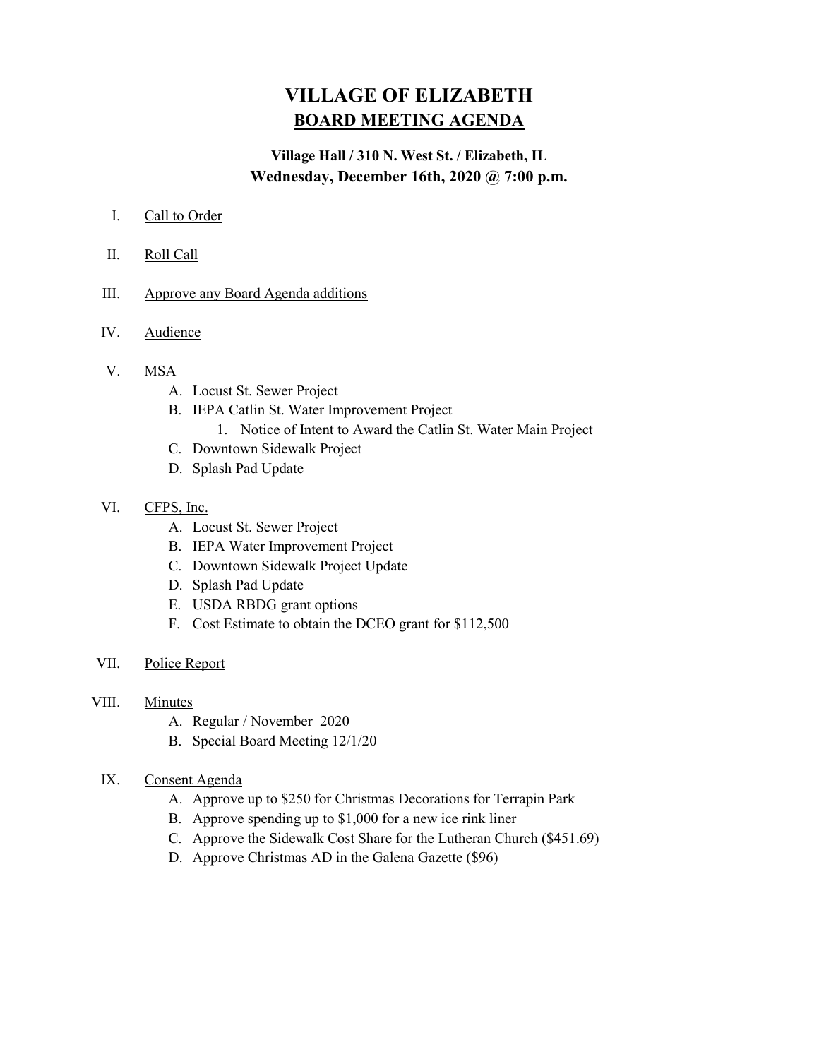# VILLAGE OF ELIZABETH

## BOARD MEETING AGENDA

### Village Hall / 310 N. West St. / Elizabeth, IL
### Wednesday, December 16th, 2020 @ 7:00 p.m.

I. Call to Order

II. Roll Call

III. Approve any Board Agenda additions

IV. Audience

V. MSA
   - A. Locust St. Sewer Project
   - B. IEPA Catlin St. Water Improvement Project
     1. Notice of Intent to Award the Catlin St. Water Main Project
   - C. Downtown Sidewalk Project
   - D. Splash Pad Update

VI. CFPS, Inc.
   - A. Locust St. Sewer Project
   - B. IEPA Water Improvement Project
   - C. Downtown Sidewalk Project Update
   - D. Splash Pad Update
   - E. USDA RBDG grant options
   - F. Cost Estimate to obtain the DCEO grant for $112,500

VII. Police Report

VIII. Minutes
   - A. Regular / November 2020
   - B. Special Board Meeting 12/1/20

IX. Consent Agenda
   - A. Approve up to $250 for Christmas Decorations for Terrapin Park
   - B. Approve spending up to $1,000 for a new ice rink liner
   - C. Approve the Sidewalk Cost Share for the Lutheran Church ($451.69)
   - D. Approve Christmas AD in the Galena Gazette ($96)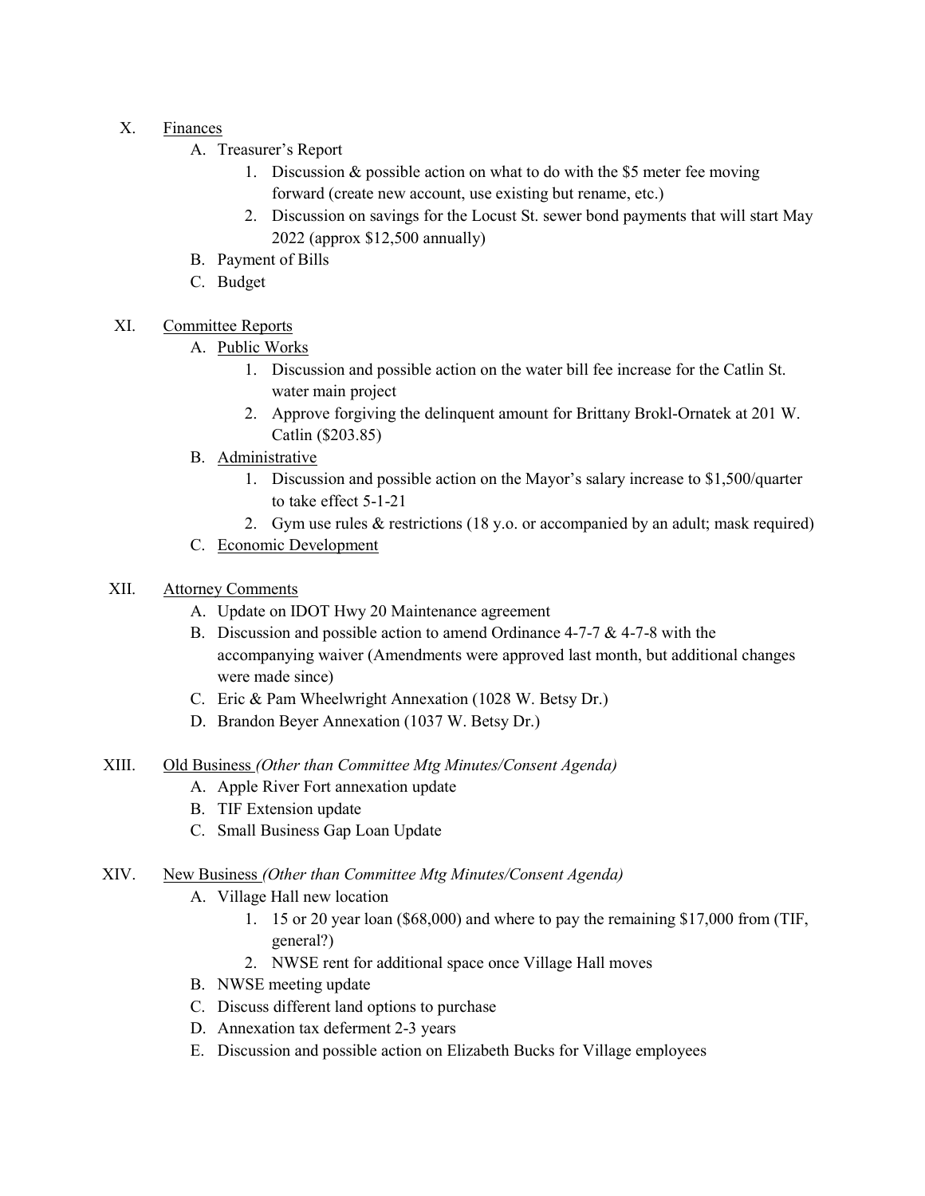X. <u>Finances</u>
   - A. Treasurer's Report
     1. Discussion & possible action on what to do with the $5 meter fee moving forward (create new account, use existing but rename, etc.)
     2. Discussion on savings for the Locust St. sewer bond payments that will start May 2022 (approx $12,500 annually)
   - B. Payment of Bills
   - C. Budget

XI. <u>Committee Reports</u>
   - A. <u>Public Works</u>
     1. Discussion and possible action on the water bill fee increase for the Catlin St. water main project
     2. Approve forgiving the delinquent amount for Brittany Brokl-Ornatek at 201 W. Catlin ($203.85)
   - B. <u>Administrative</u>
     1. Discussion and possible action on the Mayor's salary increase to $1,500/quarter to take effect 5-1-21
     2. Gym use rules & restrictions (18 y.o. or accompanied by an adult; mask required)
   - C. <u>Economic Development</u>

XII. <u>Attorney Comments</u>
   - A. Update on IDOT Hwy 20 Maintenance agreement
   - B. Discussion and possible action to amend Ordinance 4-7-7 & 4-7-8 with the accompanying waiver (Amendments were approved last month, but additional changes were made since)
   - C. Eric & Pam Wheelwright Annexation (1028 W. Betsy Dr.)
   - D. Brandon Beyer Annexation (1037 W. Betsy Dr.)

XIII. <u>Old Business</u> *(Other than Committee Mtg Minutes/Consent Agenda)*
   - A. Apple River Fort annexation update
   - B. TIF Extension update
   - C. Small Business Gap Loan Update

XIV. <u>New Business</u> *(Other than Committee Mtg Minutes/Consent Agenda)*
   - A. Village Hall new location
     1. 15 or 20 year loan ($68,000) and where to pay the remaining $17,000 from (TIF, general?)
     2. NWSE rent for additional space once Village Hall moves
   - B. NWSE meeting update
   - C. Discuss different land options to purchase
   - D. Annexation tax deferment 2-3 years
   - E. Discussion and possible action on Elizabeth Bucks for Village employees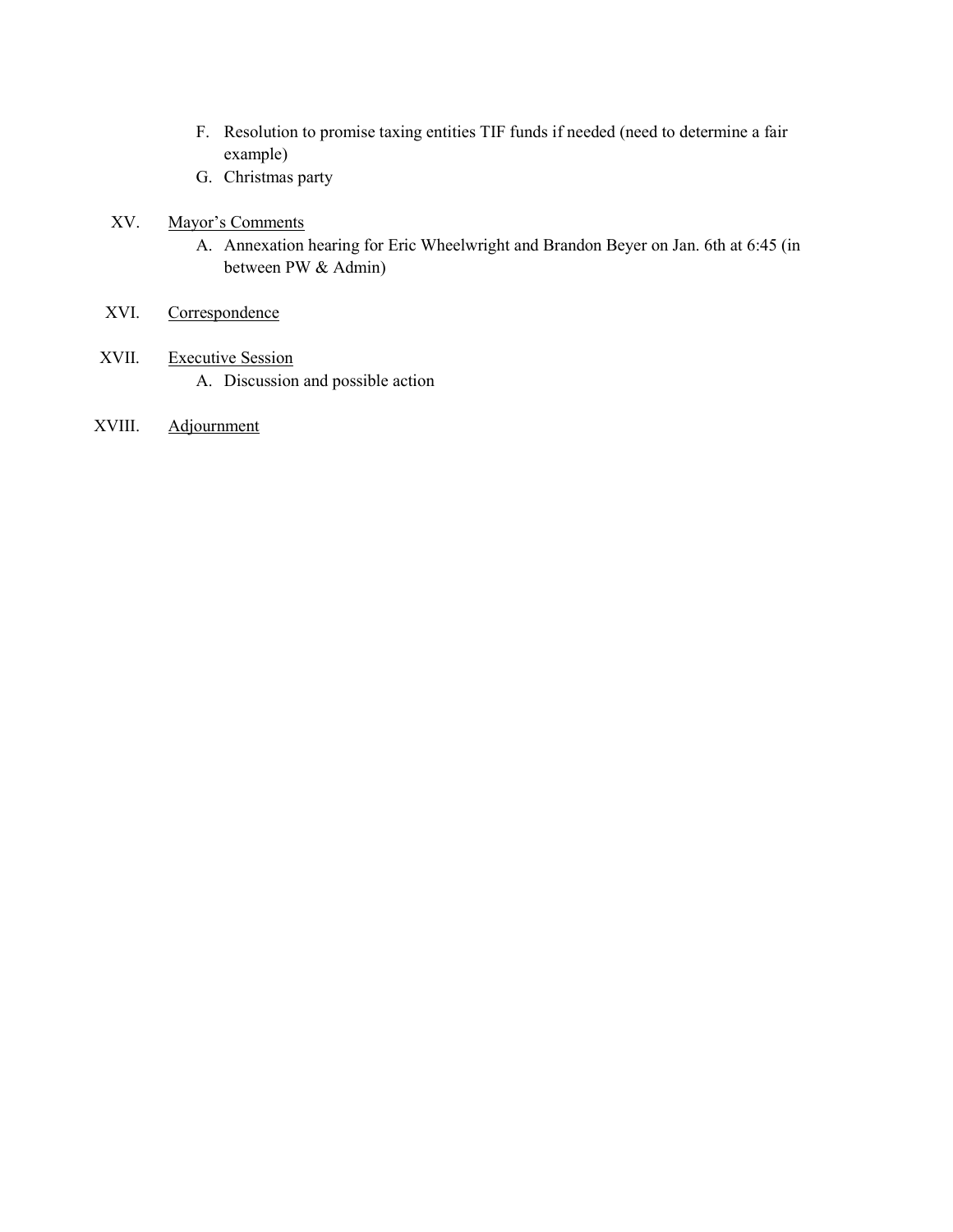F. Resolution to promise taxing entities TIF funds if needed (need to determine a fair example)
G. Christmas party

XV. Mayor's Comments

A. Annexation hearing for Eric Wheelwright and Brandon Beyer on Jan. 6th at 6:45 (in between PW & Admin)

XVI. Correspondence

XVII. Executive Session

A. Discussion and possible action

XVIII. Adjournment